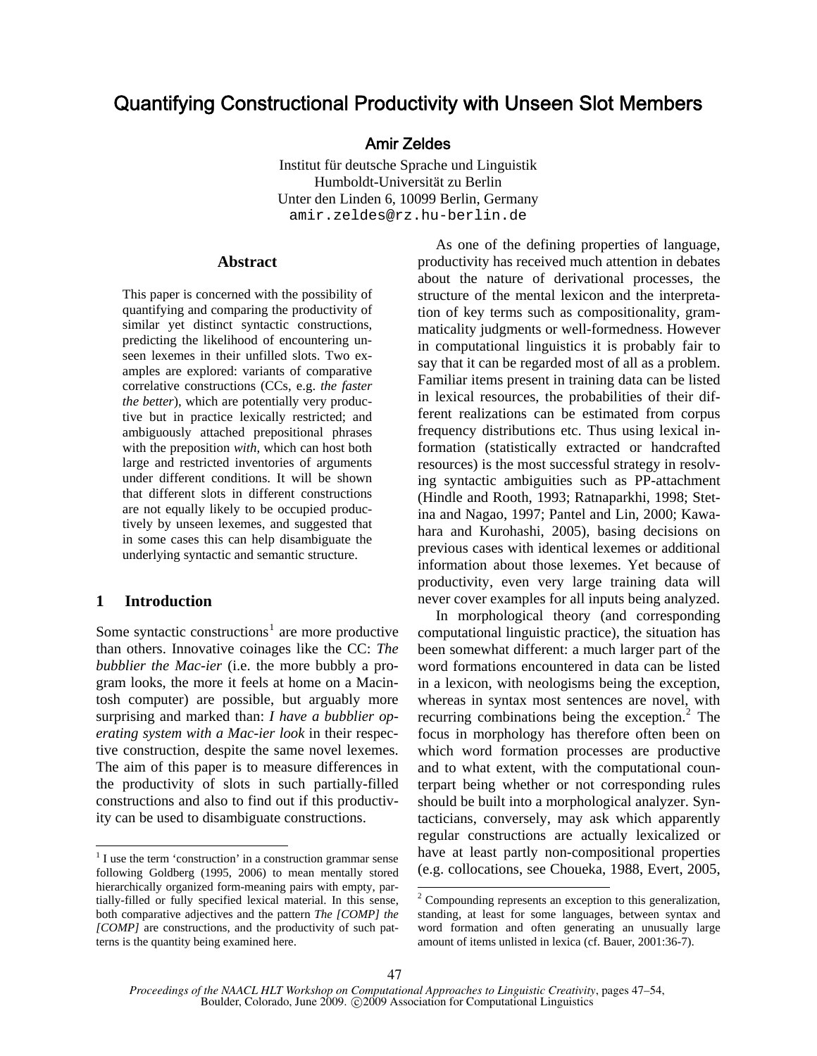# Quantifying Constructional Productivity with Unseen Slot Members

**Amir Zeldes**

Institut für deutsche Sprache und Linguistik
Humboldt-Universität zu Berlin
Unter den Linden 6, 10099 Berlin, Germany
amir.zeldes@rz.hu-berlin.de

## Abstract

This paper is concerned with the possibility of quantifying and comparing the productivity of similar yet distinct syntactic constructions, predicting the likelihood of encountering unseen lexemes in their unfilled slots. Two examples are explored: variants of comparative correlative constructions (CCs, e.g. *the faster the better*), which are potentially very productive but in practice lexically restricted; and ambiguously attached prepositional phrases with the preposition *with*, which can host both large and restricted inventories of arguments under different conditions. It will be shown that different slots in different constructions are not equally likely to be occupied productively by unseen lexemes, and suggested that in some cases this can help disambiguate the underlying syntactic and semantic structure.

## 1 Introduction

Some syntactic constructions[1] are more productive than others. Innovative coinages like the CC: *The bubblier the Mac-ier* (i.e. the more bubbly a program looks, the more it feels at home on a Macintosh computer) are possible, but arguably more surprising and marked than: *I have a bubblier operating system with a Mac-ier look* in their respective construction, despite the same novel lexemes. The aim of this paper is to measure differences in the productivity of slots in such partially-filled constructions and also to find out if this productivity can be used to disambiguate constructions.

As one of the defining properties of language, productivity has received much attention in debates about the nature of derivational processes, the structure of the mental lexicon and the interpretation of key terms such as compositionality, grammaticality judgments or well-formedness. However in computational linguistics it is probably fair to say that it can be regarded most of all as a problem. Familiar items present in training data can be listed in lexical resources, the probabilities of their different realizations can be estimated from corpus frequency distributions etc. Thus using lexical information (statistically extracted or handcrafted resources) is the most successful strategy in resolving syntactic ambiguities such as PP-attachment (Hindle and Rooth, 1993; Ratnaparkhi, 1998; Stetina and Nagao, 1997; Pantel and Lin, 2000; Kawahara and Kurohashi, 2005), basing decisions on previous cases with identical lexemes or additional information about those lexemes. Yet because of productivity, even very large training data will never cover examples for all inputs being analyzed.

In morphological theory (and corresponding computational linguistic practice), the situation has been somewhat different: a much larger part of the word formations encountered in data can be listed in a lexicon, with neologisms being the exception, whereas in syntax most sentences are novel, with recurring combinations being the exception.[2] The focus in morphology has therefore often been on which word formation processes are productive and to what extent, with the computational counterpart being whether or not corresponding rules should be built into a morphological analyzer. Syntacticians, conversely, may ask which apparently regular constructions are actually lexicalized or have at least partly non-compositional properties (e.g. collocations, see Choueka, 1988, Evert, 2005,

---

[1] I use the term 'construction' in a construction grammar sense following Goldberg (1995, 2006) to mean mentally stored hierarchically organized form-meaning pairs with empty, partially-filled or fully specified lexical material. In this sense, both comparative adjectives and the pattern *The [COMP] the [COMP]* are constructions, and the productivity of such patterns is the quantity being examined here.

[2] Compounding represents an exception to this generalization, standing, at least for some languages, between syntax and word formation and often generating an unusually large amount of items unlisted in lexica (cf. Bauer, 2001:36-7).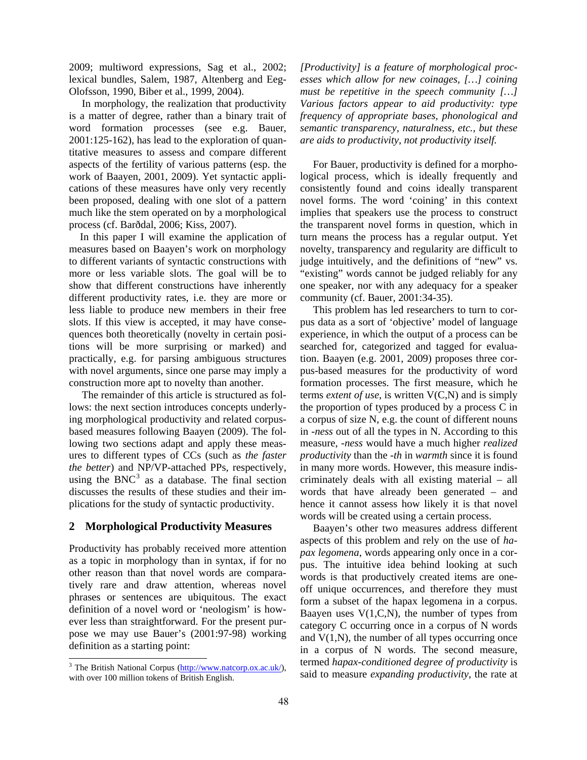2009; multiword expressions, Sag et al., 2002; lexical bundles, Salem, 1987, Altenberg and Eeg-Olofsson, 1990, Biber et al., 1999, 2004).

In morphology, the realization that productivity is a matter of degree, rather than a binary trait of word formation processes (see e.g. Bauer, 2001:125-162), has lead to the exploration of quantitative measures to assess and compare different aspects of the fertility of various patterns (esp. the work of Baayen, 2001, 2009). Yet syntactic applications of these measures have only very recently been proposed, dealing with one slot of a pattern much like the stem operated on by a morphological process (cf. Barðdal, 2006; Kiss, 2007).

In this paper I will examine the application of measures based on Baayen's work on morphology to different variants of syntactic constructions with more or less variable slots. The goal will be to show that different constructions have inherently different productivity rates, i.e. they are more or less liable to produce new members in their free slots. If this view is accepted, it may have consequences both theoretically (novelty in certain positions will be more surprising or marked) and practically, e.g. for parsing ambiguous structures with novel arguments, since one parse may imply a construction more apt to novelty than another.

The remainder of this article is structured as follows: the next section introduces concepts underlying morphological productivity and related corpus-based measures following Baayen (2009). The following two sections adapt and apply these measures to different types of CCs (such as *the faster the better*) and NP/VP-attached PPs, respectively, using the BNC[3] as a database. The final section discusses the results of these studies and their implications for the study of syntactic productivity.

## 2 Morphological Productivity Measures

Productivity has probably received more attention as a topic in morphology than in syntax, if for no other reason than that novel words are comparatively rare and draw attention, whereas novel phrases or sentences are ubiquitous. The exact definition of a novel word or 'neologism' is however less than straightforward. For the present purpose we may use Bauer's (2001:97-98) working definition as a starting point:

> *[Productivity] is a feature of morphological processes which allow for new coinages, […] coining must be repetitive in the speech community […] Various factors appear to aid productivity: type frequency of appropriate bases, phonological and semantic transparency, naturalness, etc., but these are aids to productivity, not productivity itself.*

For Bauer, productivity is defined for a morphological process, which is ideally frequently and consistently found and coins ideally transparent novel forms. The word 'coining' in this context implies that speakers use the process to construct the transparent novel forms in question, which in turn means the process has a regular output. Yet novelty, transparency and regularity are difficult to judge intuitively, and the definitions of "new" vs. "existing" words cannot be judged reliably for any one speaker, nor with any adequacy for a speaker community (cf. Bauer, 2001:34-35).

This problem has led researchers to turn to corpus data as a sort of 'objective' model of language experience, in which the output of a process can be searched for, categorized and tagged for evaluation. Baayen (e.g. 2001, 2009) proposes three corpus-based measures for the productivity of word formation processes. The first measure, which he terms *extent of use*, is written V(C,N) and is simply the proportion of types produced by a process C in a corpus of size N, e.g. the count of different nouns in *-ness* out of all the types in N. According to this measure, *-ness* would have a much higher *realized productivity* than the *-th* in *warmth* since it is found in many more words. However, this measure indiscriminately deals with all existing material – all words that have already been generated – and hence it cannot assess how likely it is that novel words will be created using a certain process.

Baayen's other two measures address different aspects of this problem and rely on the use of *hapax legomena*, words appearing only once in a corpus. The intuitive idea behind looking at such words is that productively created items are one-off unique occurrences, and therefore they must form a subset of the hapax legomena in a corpus. Baayen uses V(1,C,N), the number of types from category C occurring once in a corpus of N words and V(1,N), the number of all types occurring once in a corpus of N words. The second measure, termed *hapax-conditioned degree of productivity* is said to measure *expanding productivity*, the rate at

[3] The British National Corpus (http://www.natcorp.ox.ac.uk/), with over 100 million tokens of British English.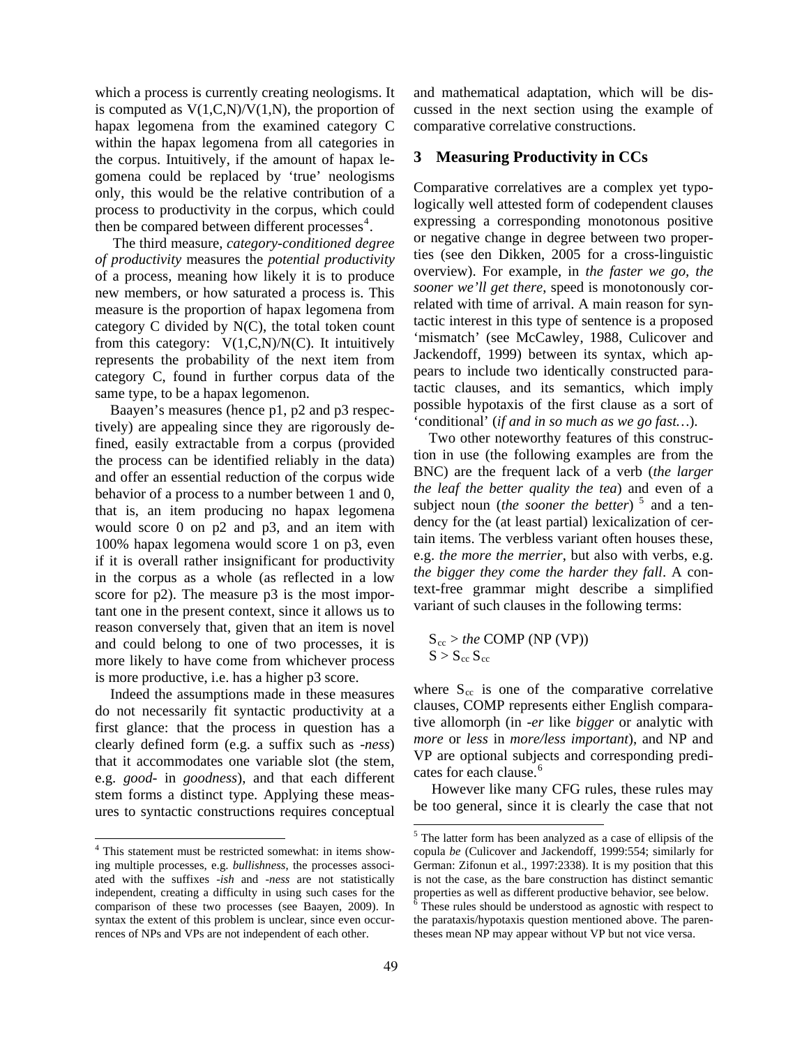which a process is currently creating neologisms. It is computed as V(1,C,N)/V(1,N), the proportion of hapax legomena from the examined category C within the hapax legomena from all categories in the corpus. Intuitively, if the amount of hapax legomena could be replaced by 'true' neologisms only, this would be the relative contribution of a process to productivity in the corpus, which could then be compared between different processes[4].

The third measure, *category-conditioned degree of productivity* measures the *potential productivity* of a process, meaning how likely it is to produce new members, or how saturated a process is. This measure is the proportion of hapax legomena from category C divided by N(C), the total token count from this category: V(1,C,N)/N(C). It intuitively represents the probability of the next item from category C, found in further corpus data of the same type, to be a hapax legomenon.

Baayen's measures (hence p1, p2 and p3 respectively) are appealing since they are rigorously defined, easily extractable from a corpus (provided the process can be identified reliably in the data) and offer an essential reduction of the corpus wide behavior of a process to a number between 1 and 0, that is, an item producing no hapax legomena would score 0 on p2 and p3, and an item with 100% hapax legomena would score 1 on p3, even if it is overall rather insignificant for productivity in the corpus as a whole (as reflected in a low score for p2). The measure p3 is the most important one in the present context, since it allows us to reason conversely that, given that an item is novel and could belong to one of two processes, it is more likely to have come from whichever process is more productive, i.e. has a higher p3 score.

Indeed the assumptions made in these measures do not necessarily fit syntactic productivity at a first glance: that the process in question has a clearly defined form (e.g. a suffix such as *-ness*) that it accommodates one variable slot (the stem, e.g. *good-* in *goodness*), and that each different stem forms a distinct type. Applying these measures to syntactic constructions requires conceptual and mathematical adaptation, which will be discussed in the next section using the example of comparative correlative constructions.

## 3 Measuring Productivity in CCs

Comparative correlatives are a complex yet typologically well attested form of codependent clauses expressing a corresponding monotonous positive or negative change in degree between two properties (see den Dikken, 2005 for a cross-linguistic overview). For example, in *the faster we go, the sooner we'll get there*, speed is monotonously correlated with time of arrival. A main reason for syntactic interest in this type of sentence is a proposed 'mismatch' (see McCawley, 1988, Culicover and Jackendoff, 1999) between its syntax, which appears to include two identically constructed paratactic clauses, and its semantics, which imply possible hypotaxis of the first clause as a sort of 'conditional' (*if and in so much as we go fast…*).

Two other noteworthy features of this construction in use (the following examples are from the BNC) are the frequent lack of a verb (*the larger the leaf the better quality the tea*) and even of a subject noun (*the sooner the better*) [5] and a tendency for the (at least partial) lexicalization of certain items. The verbless variant often houses these, e.g. *the more the merrier*, but also with verbs, e.g. *the bigger they come the harder they fall*. A context-free grammar might describe a simplified variant of such clauses in the following terms:

$S_{cc}$ > *the* COMP (NP (VP))
$S$ > $S_{cc}$ $S_{cc}$

where $S_{cc}$ is one of the comparative correlative clauses, COMP represents either English comparative allomorph (in *-er* like *bigger* or analytic with *more* or *less* in *more/less important*), and NP and VP are optional subjects and corresponding predicates for each clause.[6]

However like many CFG rules, these rules may be too general, since it is clearly the case that not

---

[4] This statement must be restricted somewhat: in items showing multiple processes, e.g. *bullishness*, the processes associated with the suffixes *-ish* and *-ness* are not statistically independent, creating a difficulty in using such cases for the comparison of these two processes (see Baayen, 2009). In syntax the extent of this problem is unclear, since even occurrences of NPs and VPs are not independent of each other.

[5] The latter form has been analyzed as a case of ellipsis of the copula *be* (Culicover and Jackendoff, 1999:554; similarly for German: Zifonun et al., 1997:2338). It is my position that this is not the case, as the bare construction has distinct semantic properties as well as different productive behavior, see below.

[6] These rules should be understood as agnostic with respect to the parataxis/hypotaxis question mentioned above. The parentheses mean NP may appear without VP but not vice versa.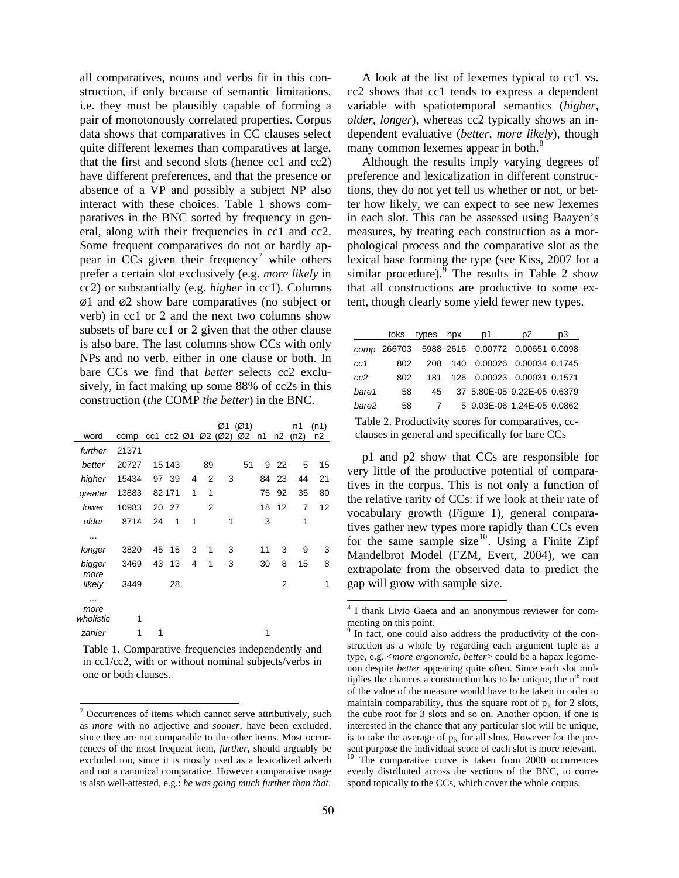all comparatives, nouns and verbs fit in this construction, if only because of semantic limitations, i.e. they must be plausibly capable of forming a pair of monotonously correlated properties. Corpus data shows that comparatives in CC clauses select quite different lexemes than comparatives at large, that the first and second slots (hence cc1 and cc2) have different preferences, and that the presence or absence of a VP and possibly a subject NP also interact with these choices. Table 1 shows comparatives in the BNC sorted by frequency in general, along with their frequencies in cc1 and cc2. Some frequent comparatives do not or hardly appear in CCs given their frequency[7] while others prefer a certain slot exclusively (e.g. *more likely* in cc2) or substantially (e.g. *higher* in cc1). Columns ø1 and ø2 show bare comparatives (no subject or verb) in cc1 or 2 and the next two columns show subsets of bare cc1 or 2 given that the other clause is also bare. The last columns show CCs with only NPs and no verb, either in one clause or both. In bare CCs we find that *better* selects cc2 exclusively, in fact making up some 88% of cc2s in this construction (*the* COMP *the better*) in the BNC.

| word | comp | cc1 | cc2 | Ø1 | Ø2 | Ø1 (Ø2) | (Ø1) Ø2 | n1 | n2 | n1 (n2) | (n1) n2 |
|---|---|---|---|---|---|---|---|---|---|---|---|
| *further* | 21371 | | | | | | | | | | |
| *better* | 20727 | 15 | 143 | | 89 | | 51 | 9 | 22 | 5 | 15 |
| *higher* | 15434 | 97 | 39 | 4 | 2 | 3 | | 84 | 23 | 44 | 21 |
| *greater* | 13883 | 82 | 171 | 1 | 1 | | | 75 | 92 | 35 | 80 |
| *lower* | 10983 | 20 | 27 | | 2 | | | 18 | 12 | 7 | 12 |
| *older* | 8714 | 24 | 1 | 1 | | 1 | | 3 | | 1 | |
| … | | | | | | | | | | | |
| *longer* | 3820 | 45 | 15 | 3 | 1 | 3 | | 11 | 3 | 9 | 3 |
| *bigger* | 3469 | 43 | 13 | 4 | 1 | 3 | | 30 | 8 | 15 | 8 |
| *more likely* | 3449 | | 28 | | | | | | 2 | | 1 |
| … | | | | | | | | | | | |
| *more wholistic* | 1 | | | | | | | | | | |
| *zanier* | 1 | 1 | | | | | | 1 | | | |

Table 1. Comparative frequencies independently and in cc1/cc2, with or without nominal subjects/verbs in one or both clauses.

A look at the list of lexemes typical to cc1 vs. cc2 shows that cc1 tends to express a dependent variable with spatiotemporal semantics (*higher*, *older*, *longer*), whereas cc2 typically shows an independent evaluative (*better*, *more likely*), though many common lexemes appear in both.[8]

Although the results imply varying degrees of preference and lexicalization in different constructions, they do not yet tell us whether or not, or better how likely, we can expect to see new lexemes in each slot. This can be assessed using Baayen's measures, by treating each construction as a morphological process and the comparative slot as the lexical base forming the type (see Kiss, 2007 for a similar procedure).[9] The results in Table 2 show that all constructions are productive to some extent, though clearly some yield fewer new types.

| | toks | types | hpx | p1 | p2 | p3 |
|---|---|---|---|---|---|---|
| *comp* | 266703 | 5988 | 2616 | 0.00772 | 0.00651 | 0.0098 |
| *cc1* | 802 | 208 | 140 | 0.00026 | 0.00034 | 0.1745 |
| *cc2* | 802 | 181 | 126 | 0.00023 | 0.00031 | 0.1571 |
| *bare1* | 58 | 45 | 37 | 5.80E-05 | 9.22E-05 | 0.6379 |
| *bare2* | 58 | 7 | 5 | 9.03E-06 | 1.24E-05 | 0.0862 |

Table 2. Productivity scores for comparatives, cc-clauses in general and specifically for bare CCs

p1 and p2 show that CCs are responsible for very little of the productive potential of comparatives in the corpus. This is not only a function of the relative rarity of CCs: if we look at their rate of vocabulary growth (Figure 1), general comparatives gather new types more rapidly than CCs even for the same sample size[10]. Using a Finite Zipf Mandelbrot Model (FZM, Evert, 2004), we can extrapolate from the observed data to predict the gap will grow with sample size.

[7] Occurrences of items which cannot serve attributively, such as *more* with no adjective and *sooner*, have been excluded, since they are not comparable to the other items. Most occurrences of the most frequent item, *further*, should arguably be excluded too, since it is mostly used as a lexicalized adverb and not a canonical comparative. However comparative usage is also well-attested, e.g.: *he was going much further than that*.

[8] I thank Livio Gaeta and an anonymous reviewer for commenting on this point.

[9] In fact, one could also address the productivity of the construction as a whole by regarding each argument tuple as a type, e.g. <*more ergonomic*, *better*> could be a hapax legomenon despite *better* appearing quite often. Since each slot multiplies the chances a construction has to be unique, the $n^{th}$ root of the value of the measure would have to be taken in order to maintain comparability, thus the square root of $p_k$ for 2 slots, the cube root for 3 slots and so on. Another option, if one is interested in the chance that any particular slot will be unique, is to take the average of $p_k$ for all slots. However for the present purpose the individual score of each slot is more relevant.

[10] The comparative curve is taken from 2000 occurrences evenly distributed across the sections of the BNC, to correspond topically to the CCs, which cover the whole corpus.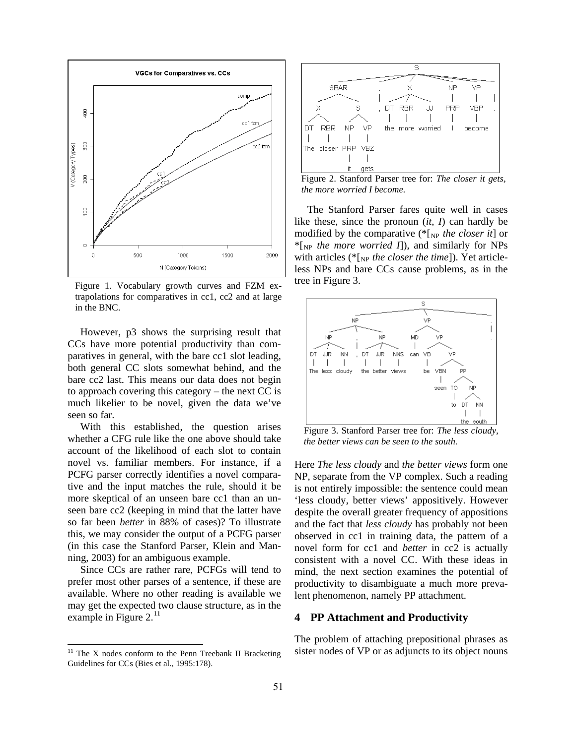Figure 1. Vocabulary growth curves and FZM extrapolations for comparatives in cc1, cc2 and at large in the BNC.

However, p3 shows the surprising result that CCs have more potential productivity than comparatives in general, with the bare cc1 slot leading, both general CC slots somewhat behind, and the bare cc2 last. This means our data does not begin to approach covering this category – the next CC is much likelier to be novel, given the data we've seen so far.

With this established, the question arises whether a CFG rule like the one above should take account of the likelihood of each slot to contain novel vs. familiar members. For instance, if a PCFG parser correctly identifies a novel comparative and the input matches the rule, should it be more skeptical of an unseen bare cc1 than an unseen bare cc2 (keeping in mind that the latter have so far been *better* in 88% of cases)? To illustrate this, we may consider the output of a PCFG parser (in this case the Stanford Parser, Klein and Manning, 2003) for an ambiguous example.

Since CCs are rather rare, PCFGs will tend to prefer most other parses of a sentence, if these are available. Where no other reading is available we may get the expected two clause structure, as in the example in Figure 2.[11]

[11] The X nodes conform to the Penn Treebank II Bracketing Guidelines for CCs (Bies et al., 1995:178).

Figure 2. Stanford Parser tree for: *The closer it gets, the more worried I become.*

The Stanford Parser fares quite well in cases like these, since the pronoun (*it*, *I*) can hardly be modified by the comparative (*[$_{NP}$ *the closer it*] or *[$_{NP}$ *the more worried I*]), and similarly for NPs with articles (*[$_{NP}$ *the closer the time*]). Yet articleless NPs and bare CCs cause problems, as in the tree in Figure 3.

Figure 3. Stanford Parser tree for: *The less cloudy, the better views can be seen to the south.*

Here *The less cloudy* and *the better views* form one NP, separate from the VP complex. Such a reading is not entirely impossible: the sentence could mean 'less cloudy, better views' appositively. However despite the overall greater frequency of appositions and the fact that *less cloudy* has probably not been observed in cc1 in training data, the pattern of a novel form for cc1 and *better* in cc2 is actually consistent with a novel CC. With these ideas in mind, the next section examines the potential of productivity to disambiguate a much more prevalent phenomenon, namely PP attachment.

## 4 PP Attachment and Productivity

The problem of attaching prepositional phrases as sister nodes of VP or as adjuncts to its object nouns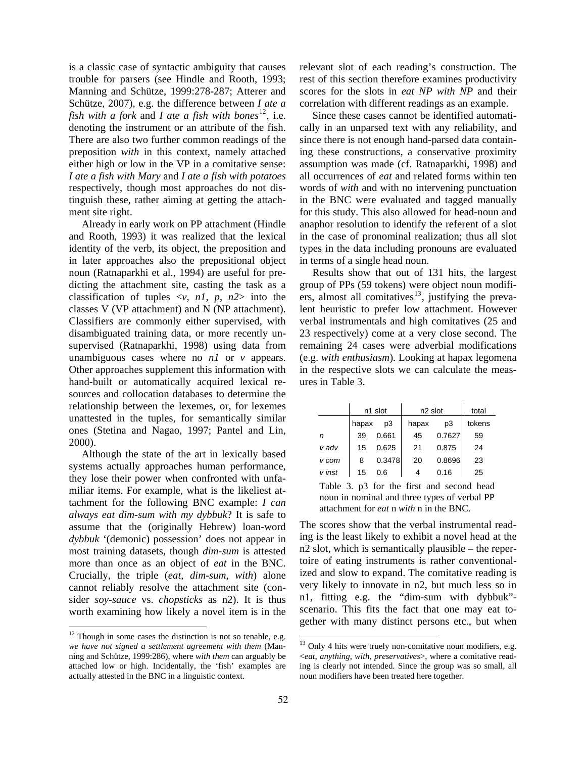is a classic case of syntactic ambiguity that causes trouble for parsers (see Hindle and Rooth, 1993; Manning and Schütze, 1999:278-287; Atterer and Schütze, 2007), e.g. the difference between *I ate a fish with a fork* and *I ate a fish with bones*[12], i.e. denoting the instrument or an attribute of the fish. There are also two further common readings of the preposition *with* in this context, namely attached either high or low in the VP in a comitative sense: *I ate a fish with Mary* and *I ate a fish with potatoes* respectively, though most approaches do not distinguish these, rather aiming at getting the attachment site right.

Already in early work on PP attachment (Hindle and Rooth, 1993) it was realized that the lexical identity of the verb, its object, the preposition and in later approaches also the prepositional object noun (Ratnaparkhi et al., 1994) are useful for predicting the attachment site, casting the task as a classification of tuples <*v*, *n1*, *p*, *n2*> into the classes V (VP attachment) and N (NP attachment). Classifiers are commonly either supervised, with disambiguated training data, or more recently unsupervised (Ratnaparkhi, 1998) using data from unambiguous cases where no *n1* or *v* appears. Other approaches supplement this information with hand-built or automatically acquired lexical resources and collocation databases to determine the relationship between the lexemes, or, for lexemes unattested in the tuples, for semantically similar ones (Stetina and Nagao, 1997; Pantel and Lin, 2000).

Although the state of the art in lexically based systems actually approaches human performance, they lose their power when confronted with unfamiliar items. For example, what is the likeliest attachment for the following BNC example: *I can always eat dim-sum with my dybbuk*? It is safe to assume that the (originally Hebrew) loan-word *dybbuk* '(demonic) possession' does not appear in most training datasets, though *dim-sum* is attested more than once as an object of *eat* in the BNC. Crucially, the triple (*eat*, *dim-sum*, *with*) alone cannot reliably resolve the attachment site (consider *soy-sauce* vs. *chopsticks* as n2). It is thus worth examining how likely a novel item is in the relevant slot of each reading's construction. The rest of this section therefore examines productivity scores for the slots in *eat NP with NP* and their correlation with different readings as an example.

Since these cases cannot be identified automatically in an unparsed text with any reliability, and since there is not enough hand-parsed data containing these constructions, a conservative proximity assumption was made (cf. Ratnaparkhi, 1998) and all occurrences of *eat* and related forms within ten words of *with* and with no intervening punctuation in the BNC were evaluated and tagged manually for this study. This also allowed for head-noun and anaphor resolution to identify the referent of a slot in the case of pronominal realization; thus all slot types in the data including pronouns are evaluated in terms of a single head noun.

Results show that out of 131 hits, the largest group of PPs (59 tokens) were object noun modifiers, almost all comitatives[13], justifying the prevalent heuristic to prefer low attachment. However verbal instrumentals and high comitatives (25 and 23 respectively) come at a very close second. The remaining 24 cases were adverbial modifications (e.g. *with enthusiasm*). Looking at hapax legomena in the respective slots we can calculate the measures in Table 3.

| | n1 slot | | n2 slot | | total |
|---|---|---|---|---|---|
| | hapax | p3 | hapax | p3 | tokens |
| *n* | 39 | 0.661 | 45 | 0.7627 | 59 |
| *v adv* | 15 | 0.625 | 21 | 0.875 | 24 |
| *v com* | 8 | 0.3478 | 20 | 0.8696 | 23 |
| *v inst* | 15 | 0.6 | 4 | 0.16 | 25 |

Table 3. p3 for the first and second head noun in nominal and three types of verbal PP attachment for *eat* n *with* n in the BNC.

The scores show that the verbal instrumental reading is the least likely to exhibit a novel head at the n2 slot, which is semantically plausible – the repertoire of eating instruments is rather conventionalized and slow to expand. The comitative reading is very likely to innovate in n2, but much less so in n1, fitting e.g. the "dim-sum with dybbuk"-scenario. This fits the fact that one may eat together with many distinct persons etc., but when

[12] Though in some cases the distinction is not so tenable, e.g. *we have not signed a settlement agreement with them* (Manning and Schütze, 1999:286), where *with them* can arguably be attached low or high. Incidentally, the 'fish' examples are actually attested in the BNC in a linguistic context.

[13] Only 4 hits were truely non-comitative noun modifiers, e.g. <*eat*, *anything*, *with*, *preservatives*>, where a comitative reading is clearly not intended. Since the group was so small, all noun modifiers have been treated here together.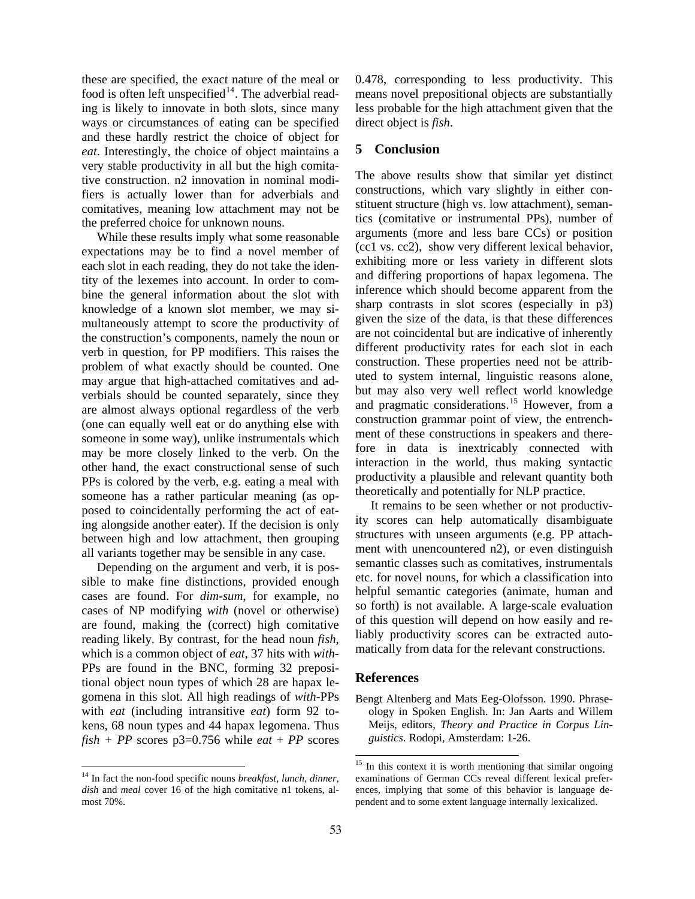these are specified, the exact nature of the meal or food is often left unspecified[14]. The adverbial reading is likely to innovate in both slots, since many ways or circumstances of eating can be specified and these hardly restrict the choice of object for *eat*. Interestingly, the choice of object maintains a very stable productivity in all but the high comitative construction. n2 innovation in nominal modifiers is actually lower than for adverbials and comitatives, meaning low attachment may not be the preferred choice for unknown nouns.

While these results imply what some reasonable expectations may be to find a novel member of each slot in each reading, they do not take the identity of the lexemes into account. In order to combine the general information about the slot with knowledge of a known slot member, we may simultaneously attempt to score the productivity of the construction's components, namely the noun or verb in question, for PP modifiers. This raises the problem of what exactly should be counted. One may argue that high-attached comitatives and adverbials should be counted separately, since they are almost always optional regardless of the verb (one can equally well eat or do anything else with someone in some way), unlike instrumentals which may be more closely linked to the verb. On the other hand, the exact constructional sense of such PPs is colored by the verb, e.g. eating a meal with someone has a rather particular meaning (as opposed to coincidentally performing the act of eating alongside another eater). If the decision is only between high and low attachment, then grouping all variants together may be sensible in any case.

Depending on the argument and verb, it is possible to make fine distinctions, provided enough cases are found. For *dim-sum*, for example, no cases of NP modifying *with* (novel or otherwise) are found, making the (correct) high comitative reading likely. By contrast, for the head noun *fish*, which is a common object of *eat*, 37 hits with *with*-PPs are found in the BNC, forming 32 prepositional object noun types of which 28 are hapax legomena in this slot. All high readings of *with*-PPs with *eat* (including intransitive *eat*) form 92 tokens, 68 noun types and 44 hapax legomena. Thus *fish + PP* scores p3=0.756 while *eat + PP* scores 0.478, corresponding to less productivity. This means novel prepositional objects are substantially less probable for the high attachment given that the direct object is *fish*.

## 5 Conclusion

The above results show that similar yet distinct constructions, which vary slightly in either constituent structure (high vs. low attachment), semantics (comitative or instrumental PPs), number of arguments (more and less bare CCs) or position (cc1 vs. cc2), show very different lexical behavior, exhibiting more or less variety in different slots and differing proportions of hapax legomena. The inference which should become apparent from the sharp contrasts in slot scores (especially in p3) given the size of the data, is that these differences are not coincidental but are indicative of inherently different productivity rates for each slot in each construction. These properties need not be attributed to system internal, linguistic reasons alone, but may also very well reflect world knowledge and pragmatic considerations.[15] However, from a construction grammar point of view, the entrenchment of these constructions in speakers and therefore in data is inextricably connected with interaction in the world, thus making syntactic productivity a plausible and relevant quantity both theoretically and potentially for NLP practice.

It remains to be seen whether or not productivity scores can help automatically disambiguate structures with unseen arguments (e.g. PP attachment with unencountered n2), or even distinguish semantic classes such as comitatives, instrumentals etc. for novel nouns, for which a classification into helpful semantic categories (animate, human and so forth) is not available. A large-scale evaluation of this question will depend on how easily and reliably productivity scores can be extracted automatically from data for the relevant constructions.

## References

Bengt Altenberg and Mats Eeg-Olofsson. 1990. Phraseology in Spoken English. In: Jan Aarts and Willem Meijs, editors, *Theory and Practice in Corpus Linguistics*. Rodopi, Amsterdam: 1-26.

---

[14] In fact the non-food specific nouns *breakfast*, *lunch*, *dinner*, *dish* and *meal* cover 16 of the high comitative n1 tokens, almost 70%.

[15] In this context it is worth mentioning that similar ongoing examinations of German CCs reveal different lexical preferences, implying that some of this behavior is language dependent and to some extent language internally lexicalized.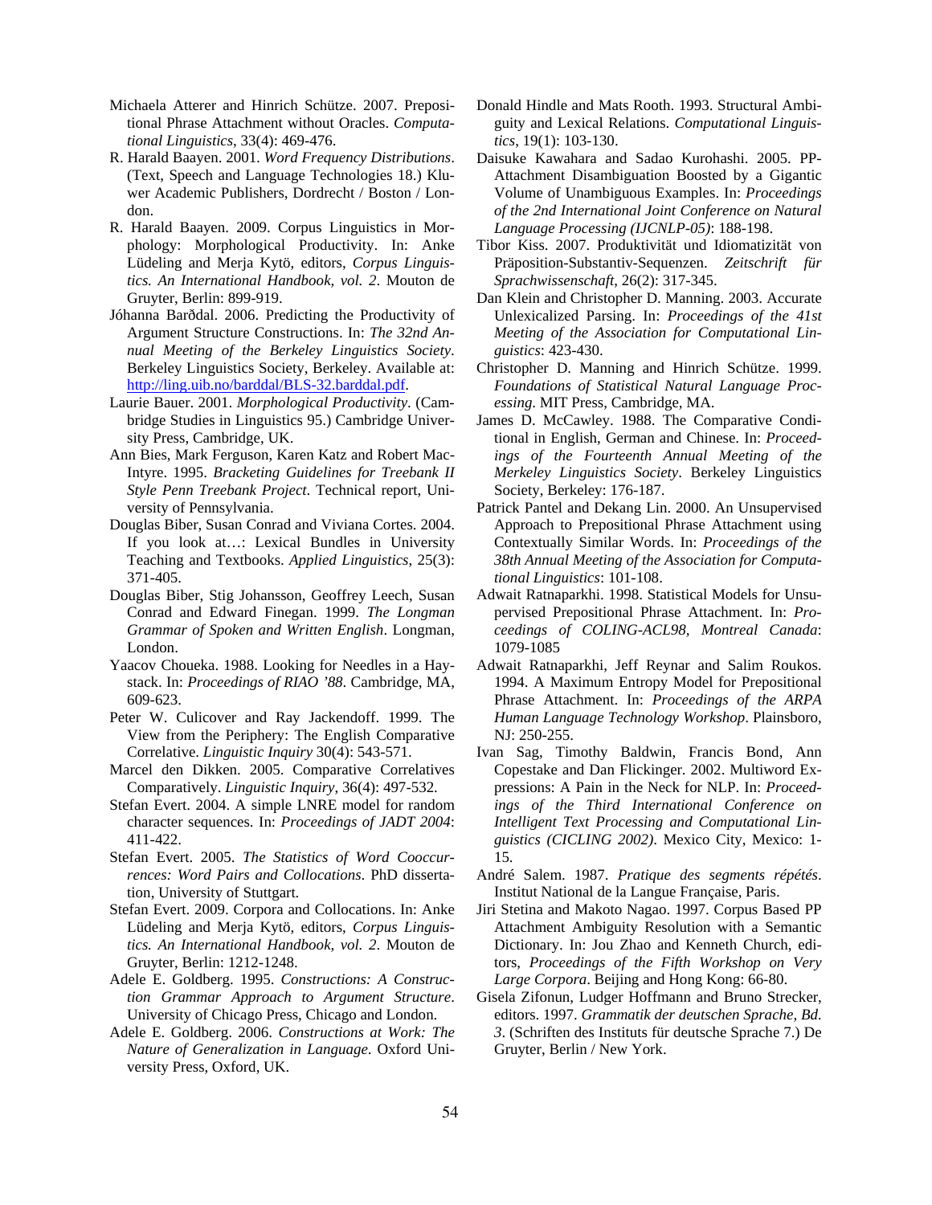Michaela Atterer and Hinrich Schütze. 2007. Prepositional Phrase Attachment without Oracles. *Computational Linguistics*, 33(4): 469-476.

R. Harald Baayen. 2001. *Word Frequency Distributions*. (Text, Speech and Language Technologies 18.) Kluwer Academic Publishers, Dordrecht / Boston / London.

R. Harald Baayen. 2009. Corpus Linguistics in Morphology: Morphological Productivity. In: Anke Lüdeling and Merja Kytö, editors, *Corpus Linguistics. An International Handbook, vol. 2*. Mouton de Gruyter, Berlin: 899-919.

Jóhanna Barðdal. 2006. Predicting the Productivity of Argument Structure Constructions. In: *The 32nd Annual Meeting of the Berkeley Linguistics Society*. Berkeley Linguistics Society, Berkeley. Available at: http://ling.uib.no/barddal/BLS-32.barddal.pdf.

Laurie Bauer. 2001. *Morphological Productivity*. (Cambridge Studies in Linguistics 95.) Cambridge University Press, Cambridge, UK.

Ann Bies, Mark Ferguson, Karen Katz and Robert MacIntyre. 1995. *Bracketing Guidelines for Treebank II Style Penn Treebank Project*. Technical report, University of Pennsylvania.

Douglas Biber, Susan Conrad and Viviana Cortes. 2004. If you look at…: Lexical Bundles in University Teaching and Textbooks. *Applied Linguistics*, 25(3): 371-405.

Douglas Biber, Stig Johansson, Geoffrey Leech, Susan Conrad and Edward Finegan. 1999. *The Longman Grammar of Spoken and Written English*. Longman, London.

Yaacov Choueka. 1988. Looking for Needles in a Haystack. In: *Proceedings of RIAO '88*. Cambridge, MA, 609-623.

Peter W. Culicover and Ray Jackendoff. 1999. The View from the Periphery: The English Comparative Correlative. *Linguistic Inquiry* 30(4): 543-571.

Marcel den Dikken. 2005. Comparative Correlatives Comparatively. *Linguistic Inquiry*, 36(4): 497-532.

Stefan Evert. 2004. A simple LNRE model for random character sequences. In: *Proceedings of JADT 2004*: 411-422.

Stefan Evert. 2005. *The Statistics of Word Cooccurrences: Word Pairs and Collocations*. PhD dissertation, University of Stuttgart.

Stefan Evert. 2009. Corpora and Collocations. In: Anke Lüdeling and Merja Kytö, editors, *Corpus Linguistics. An International Handbook, vol. 2*. Mouton de Gruyter, Berlin: 1212-1248.

Adele E. Goldberg. 1995. *Constructions: A Construction Grammar Approach to Argument Structure*. University of Chicago Press, Chicago and London.

Adele E. Goldberg. 2006. *Constructions at Work: The Nature of Generalization in Language*. Oxford University Press, Oxford, UK.

Donald Hindle and Mats Rooth. 1993. Structural Ambiguity and Lexical Relations. *Computational Linguistics*, 19(1): 103-130.

Daisuke Kawahara and Sadao Kurohashi. 2005. PP-Attachment Disambiguation Boosted by a Gigantic Volume of Unambiguous Examples. In: *Proceedings of the 2nd International Joint Conference on Natural Language Processing (IJCNLP-05)*: 188-198.

Tibor Kiss. 2007. Produktivität und Idiomatizität von Präposition-Substantiv-Sequenzen. *Zeitschrift für Sprachwissenschaft*, 26(2): 317-345.

Dan Klein and Christopher D. Manning. 2003. Accurate Unlexicalized Parsing. In: *Proceedings of the 41st Meeting of the Association for Computational Linguistics*: 423-430.

Christopher D. Manning and Hinrich Schütze. 1999. *Foundations of Statistical Natural Language Processing*. MIT Press, Cambridge, MA.

James D. McCawley. 1988. The Comparative Conditional in English, German and Chinese. In: *Proceedings of the Fourteenth Annual Meeting of the Merkeley Linguistics Society*. Berkeley Linguistics Society, Berkeley: 176-187.

Patrick Pantel and Dekang Lin. 2000. An Unsupervised Approach to Prepositional Phrase Attachment using Contextually Similar Words. In: *Proceedings of the 38th Annual Meeting of the Association for Computational Linguistics*: 101-108.

Adwait Ratnaparkhi. 1998. Statistical Models for Unsupervised Prepositional Phrase Attachment. In: *Proceedings of COLING-ACL98, Montreal Canada*: 1079-1085

Adwait Ratnaparkhi, Jeff Reynar and Salim Roukos. 1994. A Maximum Entropy Model for Prepositional Phrase Attachment. In: *Proceedings of the ARPA Human Language Technology Workshop*. Plainsboro, NJ: 250-255.

Ivan Sag, Timothy Baldwin, Francis Bond, Ann Copestake and Dan Flickinger. 2002. Multiword Expressions: A Pain in the Neck for NLP. In: *Proceedings of the Third International Conference on Intelligent Text Processing and Computational Linguistics (CICLING 2002)*. Mexico City, Mexico: 1-15.

André Salem. 1987. *Pratique des segments répétés*. Institut National de la Langue Française, Paris.

Jiri Stetina and Makoto Nagao. 1997. Corpus Based PP Attachment Ambiguity Resolution with a Semantic Dictionary. In: Jou Zhao and Kenneth Church, editors, *Proceedings of the Fifth Workshop on Very Large Corpora*. Beijing and Hong Kong: 66-80.

Gisela Zifonun, Ludger Hoffmann and Bruno Strecker, editors. 1997. *Grammatik der deutschen Sprache, Bd. 3*. (Schriften des Instituts für deutsche Sprache 7.) De Gruyter, Berlin / New York.